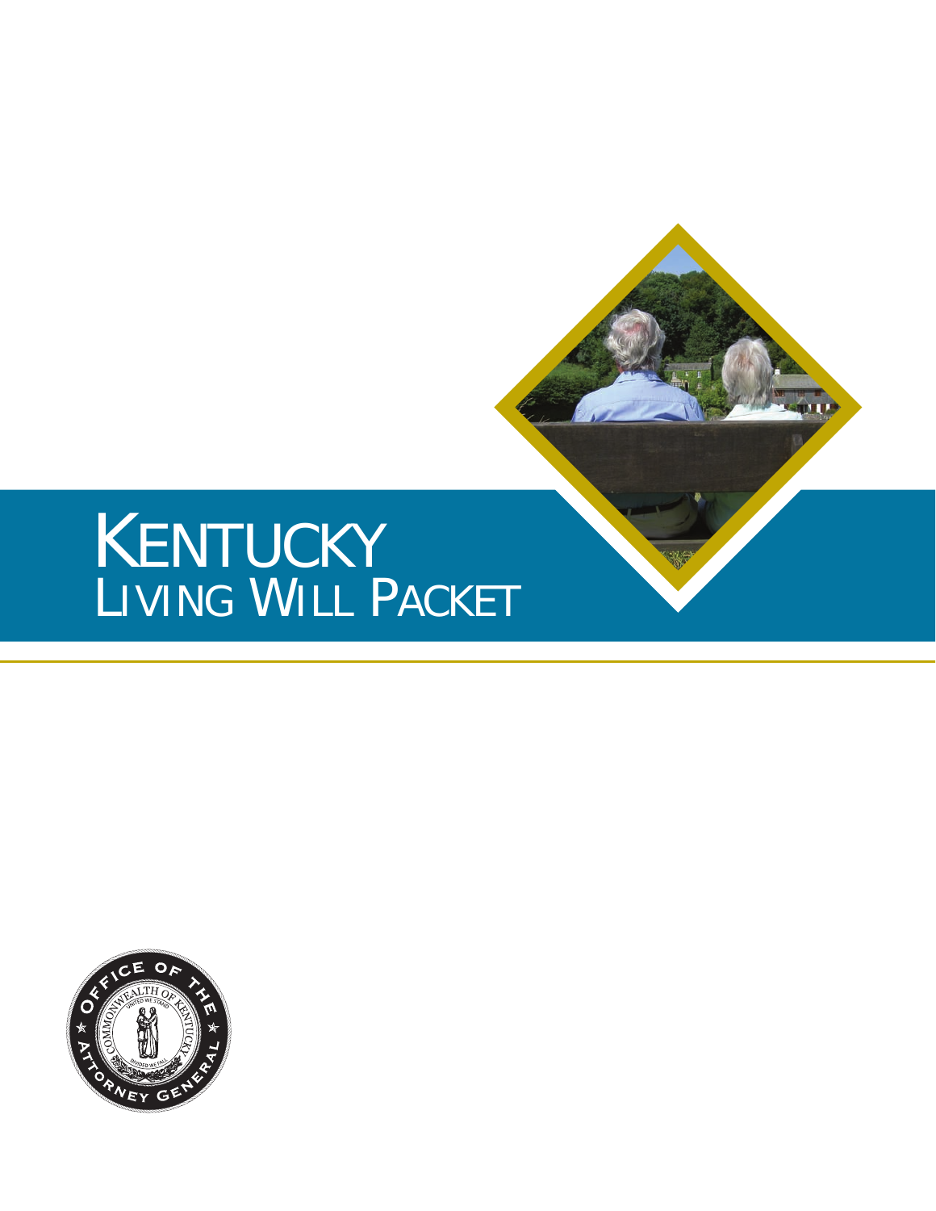# KENTUCKY LIVING WILL PACKET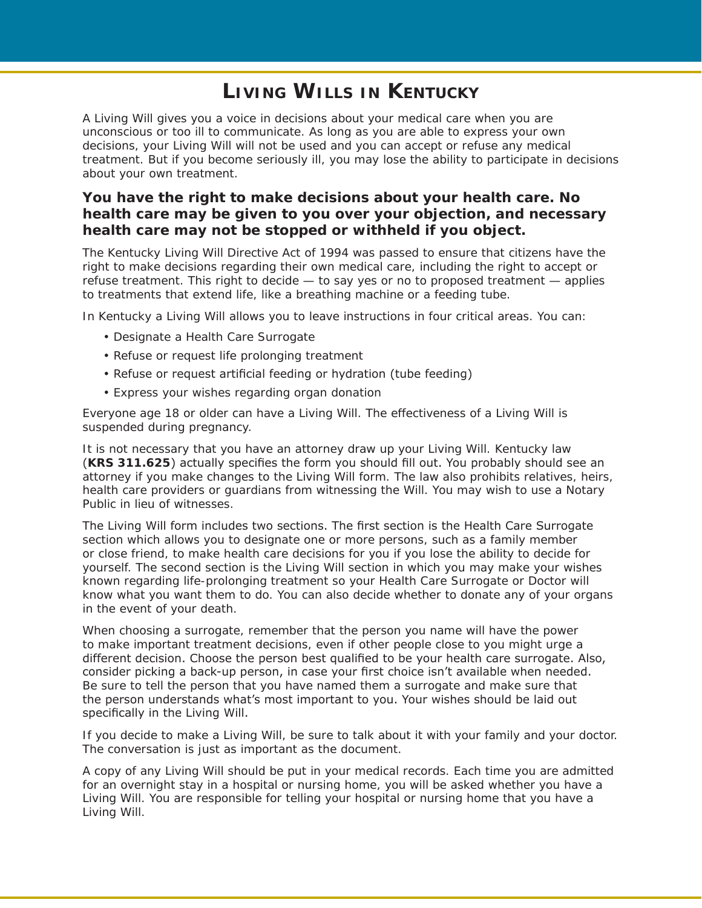# Living Wills in Kentucky

A Living Will gives you a voice in decisions about your medical care when you are unconscious or too ill to communicate. As long as you are able to express your own decisions, your Living Will will not be used and you can accept or refuse any medical treatment. But if you become seriously ill, you may lose the ability to participate in decisions about your own treatment.

**You have the right to make decisions about your health care. No health care may be given to you over your objection, and necessary health care may not be stopped or withheld if you object.**

The Kentucky Living Will Directive Act of 1994 was passed to ensure that citizens have the right to make decisions regarding their own medical care, including the right to accept or refuse treatment. This right to decide — to say yes or no to proposed treatment — applies to treatments that extend life, like a breathing machine or a feeding tube.

In Kentucky a Living Will allows you to leave instructions in four critical areas. You can:

- Designate a Health Care Surrogate
- Refuse or request life prolonging treatment
- Refuse or request artificial feeding or hydration (tube feeding)
- Express your wishes regarding organ donation

Everyone age 18 or older can have a Living Will. The effectiveness of a Living Will is suspended during pregnancy.

It is not necessary that you have an attorney draw up your Living Will. Kentucky law (**KRS 311.625**) actually specifies the form you should fill out. You probably should see an attorney if you make changes to the Living Will form. The law also prohibits relatives, heirs, health care providers or guardians from witnessing the Will. You may wish to use a Notary Public in lieu of witnesses.

The Living Will form includes two sections. The first section is the Health Care Surrogate section which allows you to designate one or more persons, such as a family member or close friend, to make health care decisions for you if you lose the ability to decide for yourself. The second section is the Living Will section in which you may make your wishes known regarding life-prolonging treatment so your Health Care Surrogate or Doctor will know what you want them to do. You can also decide whether to donate any of your organs in the event of your death.

When choosing a surrogate, remember that the person you name will have the power to make important treatment decisions, even if other people close to you might urge a different decision. Choose the person best qualified to be your health care surrogate. Also, consider picking a back-up person, in case your first choice isn't available when needed. Be sure to tell the person that you have named them a surrogate and make sure that the person understands what's most important to you. Your wishes should be laid out specifically in the Living Will.

If you decide to make a Living Will, be sure to talk about it with your family and your doctor. The conversation is just as important as the document.

A copy of any Living Will should be put in your medical records. Each time you are admitted for an overnight stay in a hospital or nursing home, you will be asked whether you have a Living Will. You are responsible for telling your hospital or nursing home that you have a Living Will.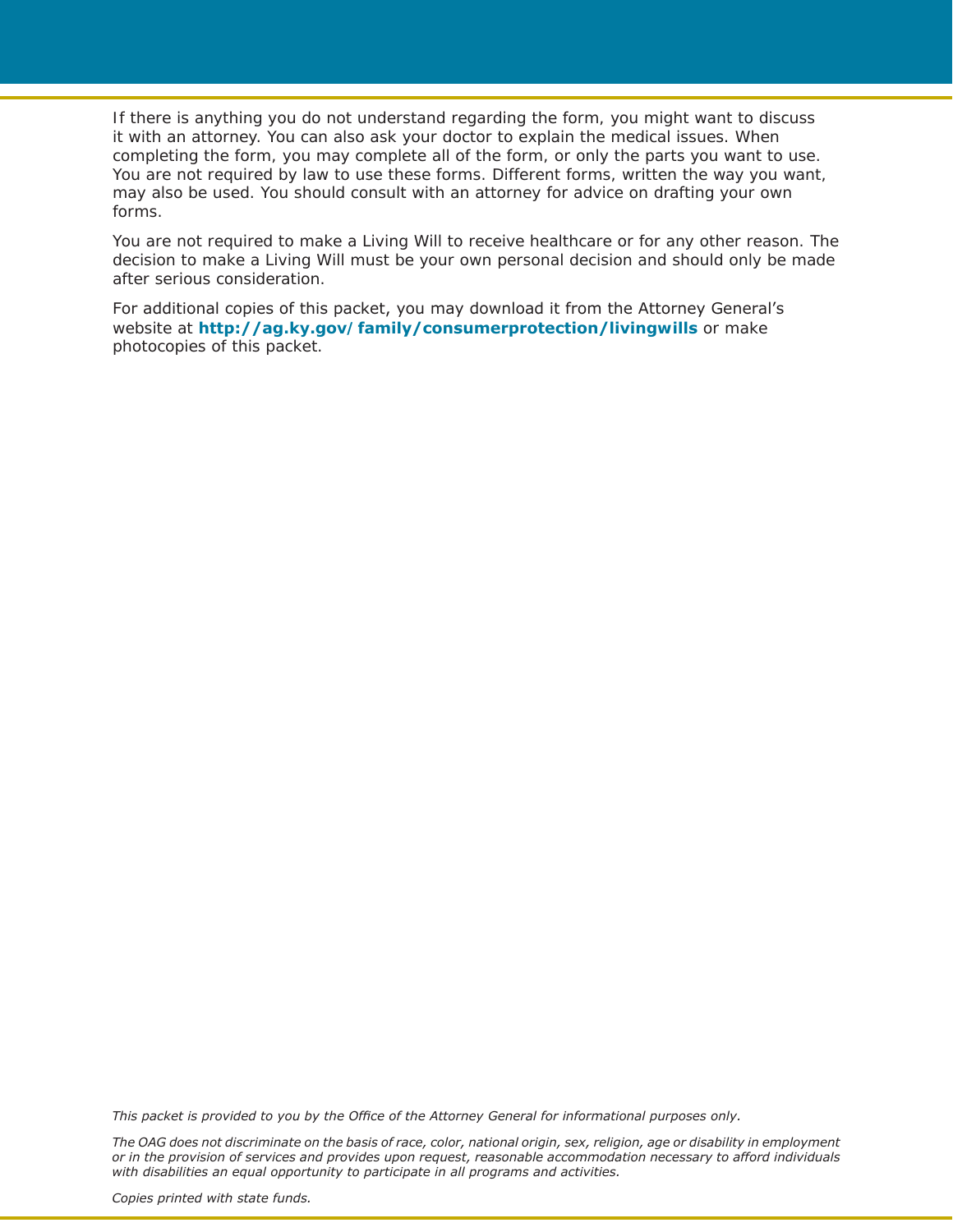If there is anything you do not understand regarding the form, you might want to discuss it with an attorney. You can also ask your doctor to explain the medical issues. When completing the form, you may complete all of the form, or only the parts you want to use. You are not required by law to use these forms. Different forms, written the way you want, may also be used. You should consult with an attorney for advice on drafting your own forms.

You are not required to make a Living Will to receive healthcare or for any other reason. The decision to make a Living Will must be your own personal decision and should only be made after serious consideration.

For additional copies of this packet, you may download it from the Attorney General's website at **http://ag.ky.gov/family/consumerprotection/livingwills** or make photocopies of this packet.

*This packet is provided to you by the Office of the Attorney General for informational purposes only.*

*The OAG does not discriminate on the basis of race, color, national origin, sex, religion, age or disability in employment or in the provision of services and provides upon request, reasonable accommodation necessary to afford individuals with disabilities an equal opportunity to participate in all programs and activities.*

*Copies printed with state funds.*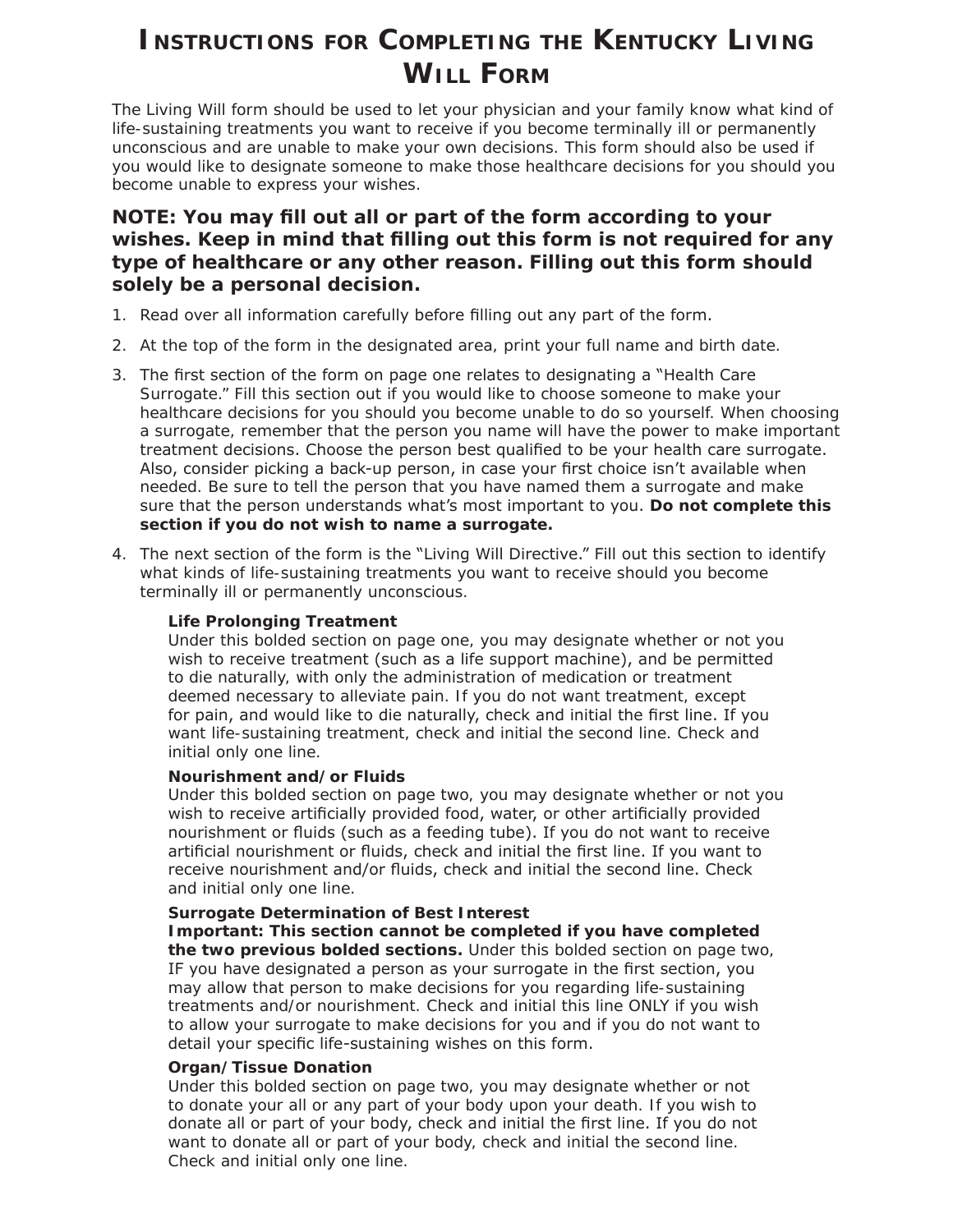# Instructions for Completing the Kentucky Living Will Form

The Living Will form should be used to let your physician and your family know what kind of life-sustaining treatments you want to receive if you become terminally ill or permanently unconscious and are unable to make your own decisions. This form should also be used if you would like to designate someone to make those healthcare decisions for you should you become unable to express your wishes.

**NOTE: You may fill out all or part of the form according to your wishes. Keep in mind that filling out this form is not required for any type of healthcare or any other reason. Filling out this form should solely be a personal decision.**

1. Read over all information carefully before filling out any part of the form.
2. At the top of the form in the designated area, print your full name and birth date.
3. The first section of the form on page one relates to designating a "Health Care Surrogate." Fill this section out if you would like to choose someone to make your healthcare decisions for you should you become unable to do so yourself. When choosing a surrogate, remember that the person you name will have the power to make important treatment decisions. Choose the person best qualified to be your health care surrogate. Also, consider picking a back-up person, in case your first choice isn't available when needed. Be sure to tell the person that you have named them a surrogate and make sure that the person understands what's most important to you. **Do not complete this section if you do not wish to name a surrogate.**
4. The next section of the form is the "Living Will Directive." Fill out this section to identify what kinds of life-sustaining treatments you want to receive should you become terminally ill or permanently unconscious.

   **Life Prolonging Treatment**
   Under this bolded section on page one, you may designate whether or not you wish to receive treatment (such as a life support machine), and be permitted to die naturally, with only the administration of medication or treatment deemed necessary to alleviate pain. If you do not want treatment, except for pain, and would like to die naturally, check and initial the first line. If you want life-sustaining treatment, check and initial the second line. Check and initial only one line.

   **Nourishment and/or Fluids**
   Under this bolded section on page two, you may designate whether or not you wish to receive artificially provided food, water, or other artificially provided nourishment or fluids (such as a feeding tube). If you do not want to receive artificial nourishment or fluids, check and initial the first line. If you want to receive nourishment and/or fluids, check and initial the second line. Check and initial only one line.

   **Surrogate Determination of Best Interest**
   **Important: This section cannot be completed if you have completed the two previous bolded sections.** Under this bolded section on page two, IF you have designated a person as your surrogate in the first section, you may allow that person to make decisions for you regarding life-sustaining treatments and/or nourishment. Check and initial this line ONLY if you wish to allow your surrogate to make decisions for you and if you do not want to detail your specific life-sustaining wishes on this form.

   **Organ/Tissue Donation**
   Under this bolded section on page two, you may designate whether or not to donate your all or any part of your body upon your death. If you wish to donate all or part of your body, check and initial the first line. If you do not want to donate all or part of your body, check and initial the second line. Check and initial only one line.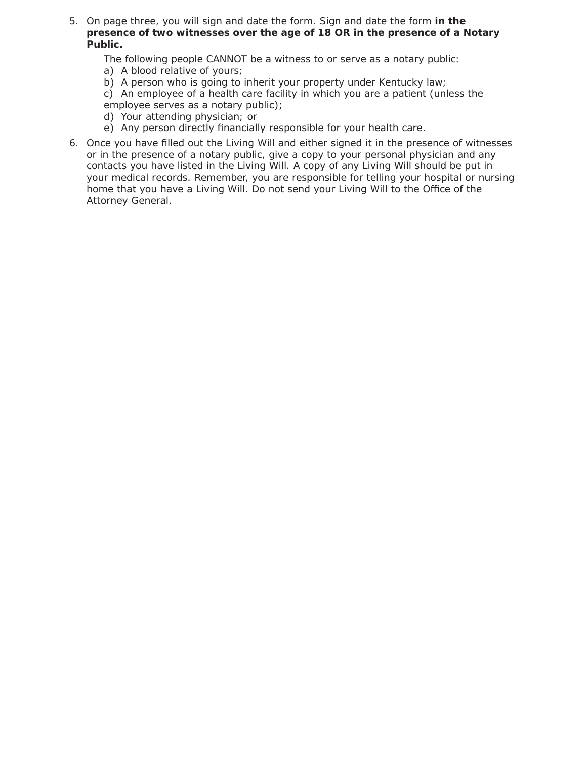5. On page three, you will sign and date the form. Sign and date the form **in the presence of two witnesses over the age of 18 OR in the presence of a Notary Public.**

   The following people CANNOT be a witness to or serve as a notary public:

   a) A blood relative of yours;
   b) A person who is going to inherit your property under Kentucky law;
   c) An employee of a health care facility in which you are a patient (unless the employee serves as a notary public);
   d) Your attending physician; or
   e) Any person directly financially responsible for your health care.

6. Once you have filled out the Living Will and either signed it in the presence of witnesses or in the presence of a notary public, give a copy to your personal physician and any contacts you have listed in the Living Will. A copy of any Living Will should be put in your medical records. Remember, you are responsible for telling your hospital or nursing home that you have a Living Will. Do not send your Living Will to the Office of the Attorney General.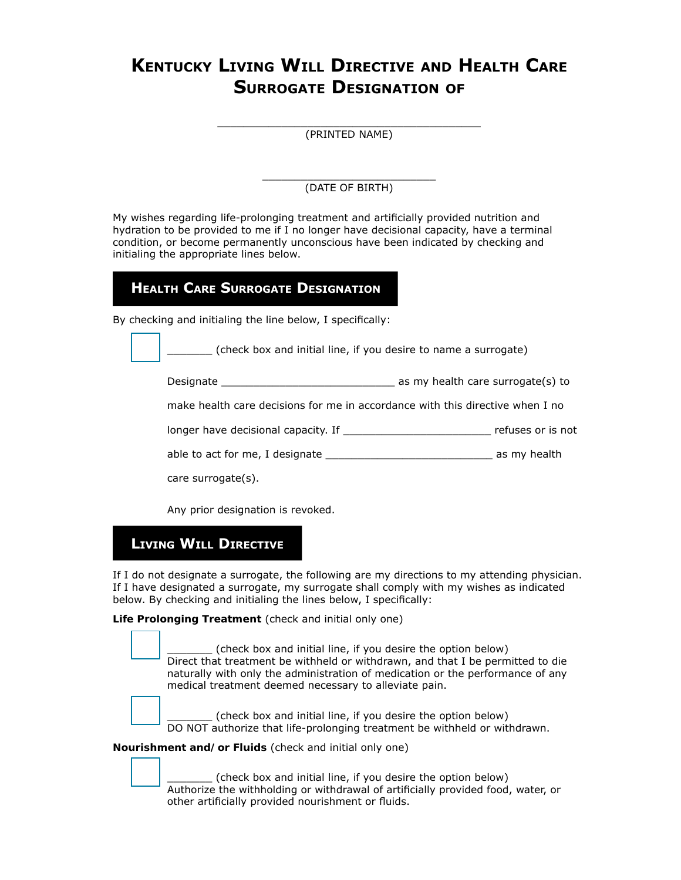# Kentucky Living Will Directive and Health Care Surrogate Designation of

________________________________________

(PRINTED NAME)

___________________________

(DATE OF BIRTH)

My wishes regarding life-prolonging treatment and artificially provided nutrition and hydration to be provided to me if I no longer have decisional capacity, have a terminal condition, or become permanently unconscious have been indicated by checking and initialing the appropriate lines below.

## Health Care Surrogate Designation

By checking and initialing the line below, I specifically:

☐ _______ (check box and initial line, if you desire to name a surrogate)

Designate ___________________________ as my health care surrogate(s) to make health care decisions for me in accordance with this directive when I no longer have decisional capacity. If _______________________ refuses or is not able to act for me, I designate __________________________ as my health care surrogate(s).

Any prior designation is revoked.

## Living Will Directive

If I do not designate a surrogate, the following are my directions to my attending physician. If I have designated a surrogate, my surrogate shall comply with my wishes as indicated below. By checking and initialing the lines below, I specifically:

**Life Prolonging Treatment** (check and initial only one)

☐ _______ (check box and initial line, if you desire the option below)
Direct that treatment be withheld or withdrawn, and that I be permitted to die naturally with only the administration of medication or the performance of any medical treatment deemed necessary to alleviate pain.

☐ _______ (check box and initial line, if you desire the option below)
DO NOT authorize that life-prolonging treatment be withheld or withdrawn.

**Nourishment and/ or Fluids** (check and initial only one)

☐ _______ (check box and initial line, if you desire the option below)
Authorize the withholding or withdrawal of artificially provided food, water, or other artificially provided nourishment or fluids.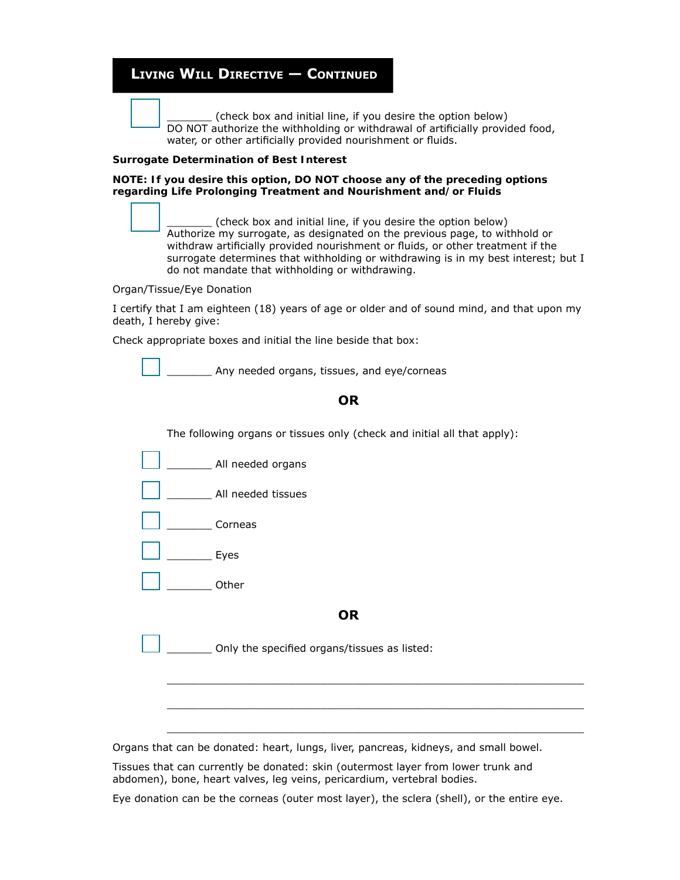## Living Will Directive — Continued

☐ _______ (check box and initial line, if you desire the option below)
DO NOT authorize the withholding or withdrawal of artificially provided food, water, or other artificially provided nourishment or fluids.

**Surrogate Determination of Best Interest**

**NOTE: If you desire this option, DO NOT choose any of the preceding options regarding Life Prolonging Treatment and Nourishment and/or Fluids**

☐ _______ (check box and initial line, if you desire the option below)
Authorize my surrogate, as designated on the previous page, to withhold or withdraw artificially provided nourishment or fluids, or other treatment if the surrogate determines that withholding or withdrawing is in my best interest; but I do not mandate that withholding or withdrawing.

Organ/Tissue/Eye Donation

I certify that I am eighteen (18) years of age or older and of sound mind, and that upon my death, I hereby give:

Check appropriate boxes and initial the line beside that box:

☐ _______ Any needed organs, tissues, and eye/corneas

**OR**

The following organs or tissues only (check and initial all that apply):

☐ _______ All needed organs

☐ _______ All needed tissues

☐ _______ Corneas

☐ _______ Eyes

☐ _______ Other

**OR**

☐ _______ Only the specified organs/tissues as listed:

_______________________________________________________________

_______________________________________________________________

_______________________________________________________________

Organs that can be donated: heart, lungs, liver, pancreas, kidneys, and small bowel.

Tissues that can currently be donated: skin (outermost layer from lower trunk and abdomen), bone, heart valves, leg veins, pericardium, vertebral bodies.

Eye donation can be the corneas (outer most layer), the sclera (shell), or the entire eye.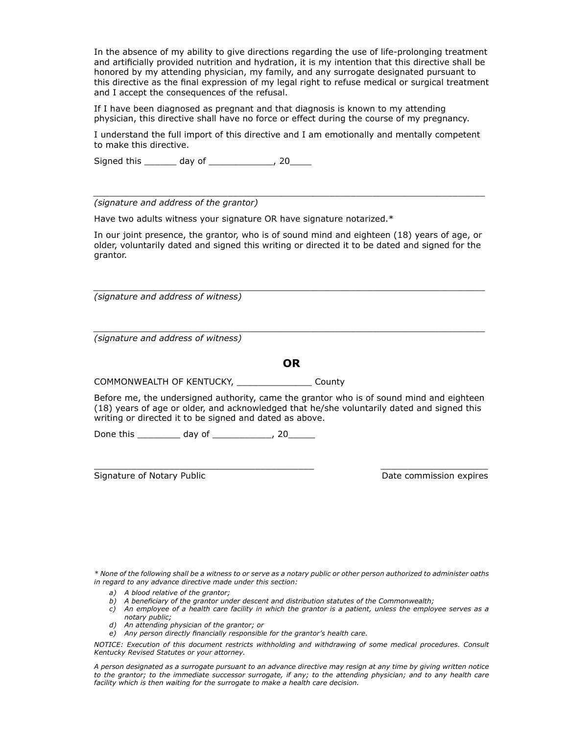In the absence of my ability to give directions regarding the use of life-prolonging treatment and artificially provided nutrition and hydration, it is my intention that this directive shall be honored by my attending physician, my family, and any surrogate designated pursuant to this directive as the final expression of my legal right to refuse medical or surgical treatment and I accept the consequences of the refusal.

If I have been diagnosed as pregnant and that diagnosis is known to my attending physician, this directive shall have no force or effect during the course of my pregnancy.

I understand the full import of this directive and I am emotionally and mentally competent to make this directive.

Signed this ______ day of ____________, 20____

_______________________________________________________________________

*(signature and address of the grantor)*

Have two adults witness your signature OR have signature notarized.*

In our joint presence, the grantor, who is of sound mind and eighteen (18) years of age, or older, voluntarily dated and signed this writing or directed it to be dated and signed for the grantor.

_______________________________________________________________________

*(signature and address of witness)*

_______________________________________________________________________

*(signature and address of witness)*

**OR**

COMMONWEALTH OF KENTUCKY, ______________ County

Before me, the undersigned authority, came the grantor who is of sound mind and eighteen (18) years of age or older, and acknowledged that he/she voluntarily dated and signed this writing or directed it to be signed and dated as above.

Done this ________ day of ___________, 20_____

________________________________________ ____________________

Signature of Notary Public Date commission expires

*\* None of the following shall be a witness to or serve as a notary public or other person authorized to administer oaths in regard to any advance directive made under this section:*

- *a) A blood relative of the grantor;*
- *b) A beneficiary of the grantor under descent and distribution statutes of the Commonwealth;*
- *c) An employee of a health care facility in which the grantor is a patient, unless the employee serves as a notary public;*
- *d) An attending physician of the grantor; or*
- *e) Any person directly financially responsible for the grantor's health care.*

*NOTICE: Execution of this document restricts withholding and withdrawing of some medical procedures. Consult Kentucky Revised Statutes or your attorney.*

*A person designated as a surrogate pursuant to an advance directive may resign at any time by giving written notice to the grantor; to the immediate successor surrogate, if any; to the attending physician; and to any health care facility which is then waiting for the surrogate to make a health care decision.*